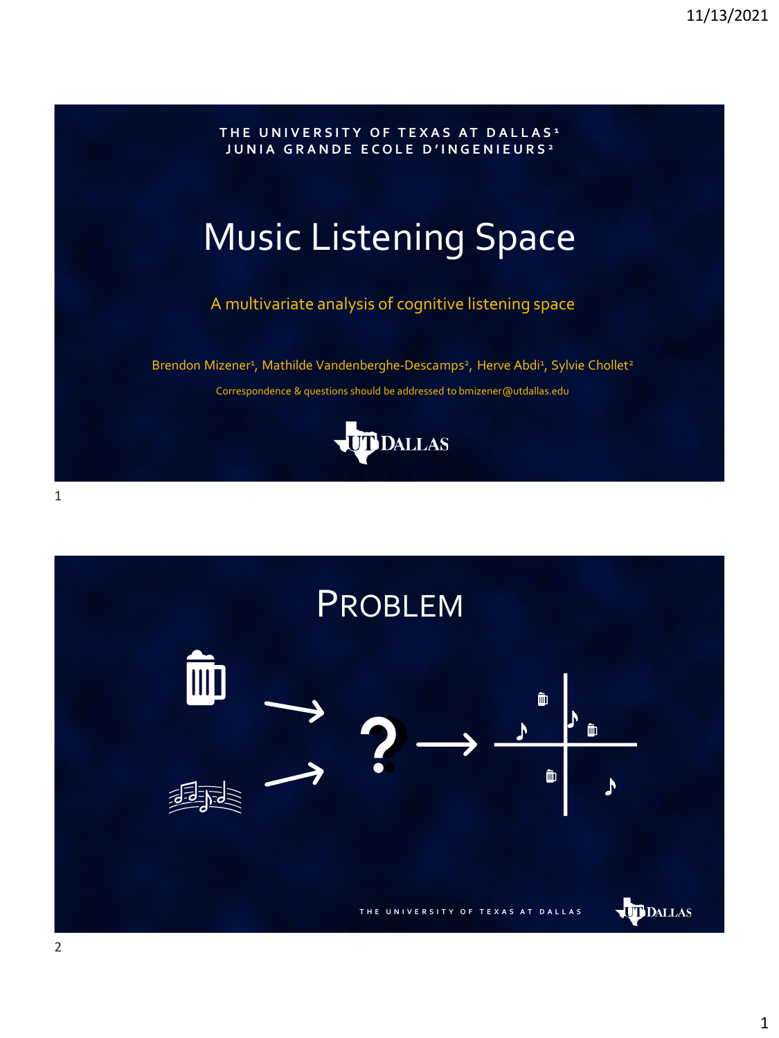THE UNIVERSITY OF TEXAS AT DALLAS[1]
JUNIA GRANDE ECOLE D'INGENIEURS[2]

# Music Listening Space

A multivariate analysis of cognitive listening space

Brendon Mizener[1], Mathilde Vandenberghe-Descamps[2], Herve Abdi[1], Sylvie Chollet[2]

Correspondence & questions should be addressed to bmizener@utdallas.edu

UT DALLAS

# PROBLEM

?

THE UNIVERSITY OF TEXAS AT DALLAS

UT DALLAS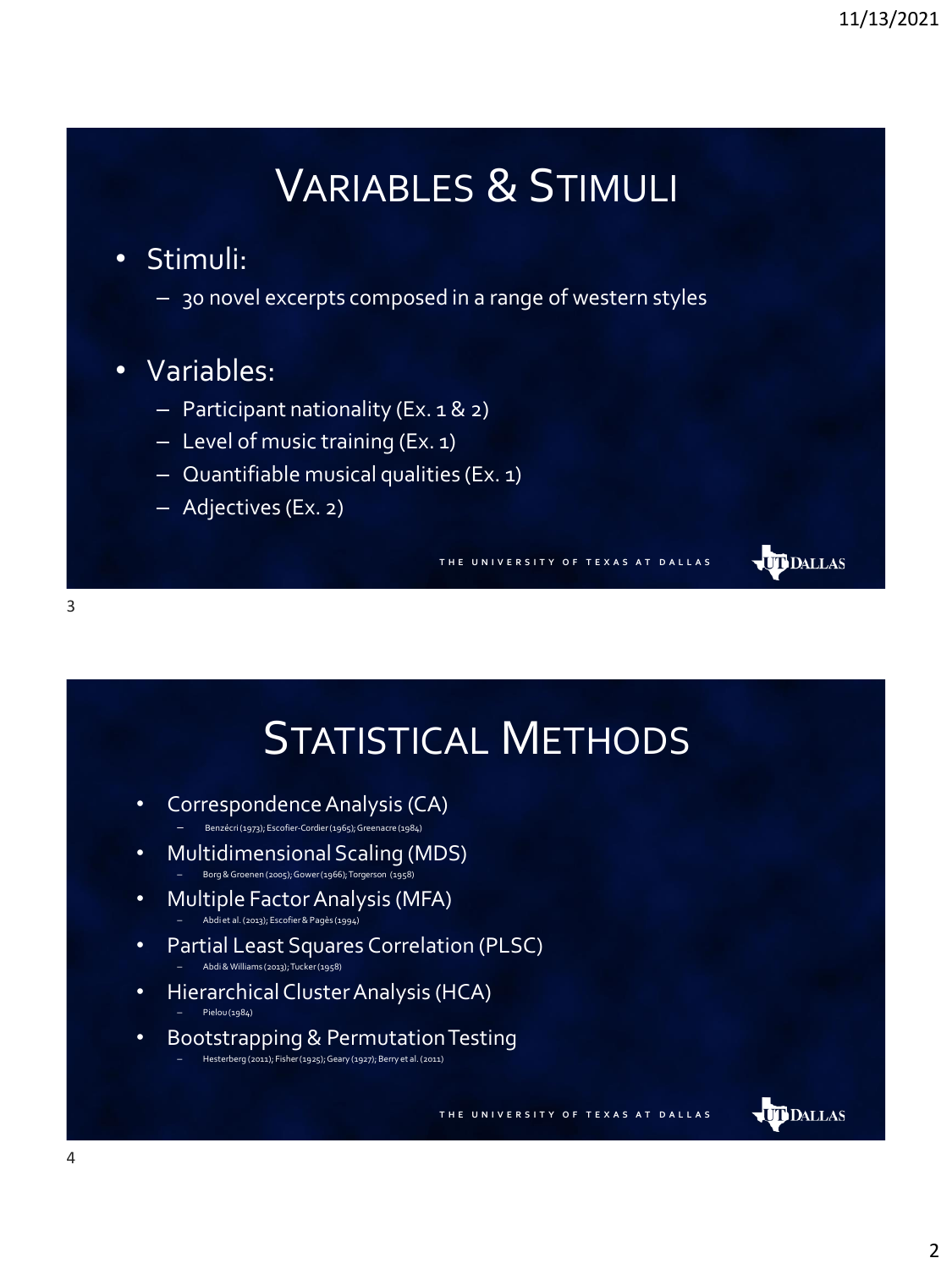# Variables & Stimuli

- Stimuli:
  - 30 novel excerpts composed in a range of western styles
- Variables:
  - Participant nationality (Ex. 1 & 2)
  - Level of music training (Ex. 1)
  - Quantifiable musical qualities (Ex. 1)
  - Adjectives (Ex. 2)

THE UNIVERSITY OF TEXAS AT DALLAS

# Statistical Methods

- Correspondence Analysis (CA)
  - Benzécri (1973); Escofier-Cordier (1965); Greenacre (1984)
- Multidimensional Scaling (MDS)
  - Borg & Groenen (2005); Gower (1966); Torgerson (1958)
- Multiple Factor Analysis (MFA)
  - Abdi et al. (2013); Escofier & Pagès (1994)
- Partial Least Squares Correlation (PLSC)
  - Abdi & Williams (2013); Tucker (1958)
- Hierarchical Cluster Analysis (HCA)
  - Pielou (1984)
- Bootstrapping & Permutation Testing
  - Hesterberg (2011); Fisher (1925); Geary (1927); Berry et al. (2011)

THE UNIVERSITY OF TEXAS AT DALLAS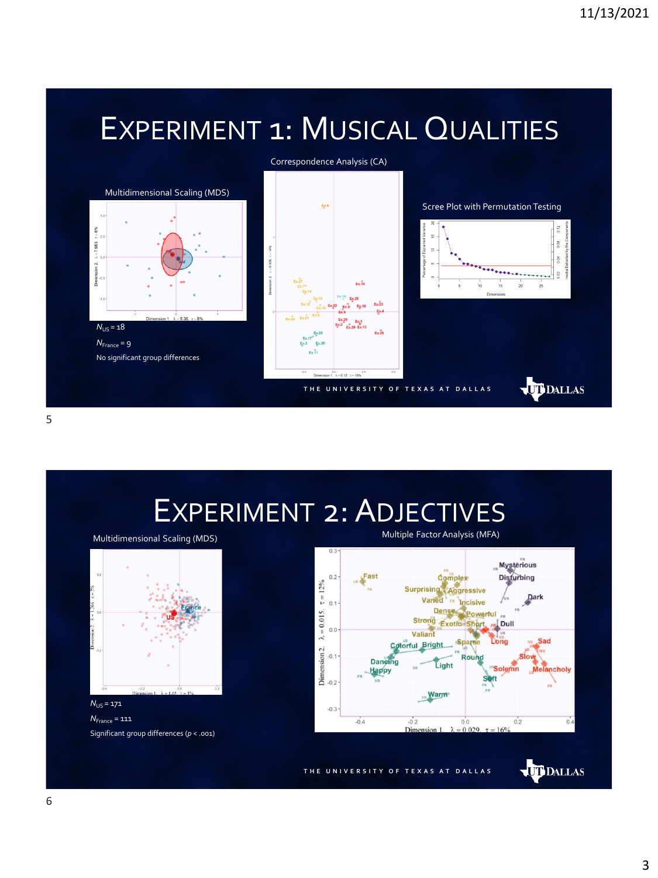# Experiment 1: Musical Qualities

Multidimensional Scaling (MDS)

Correspondence Analysis (CA)

Scree Plot with Permutation Testing

$N_{US} = 18$

$N_{France} = 9$

No significant group differences

# Experiment 2: Adjectives

Multidimensional Scaling (MDS)

Multiple Factor Analysis (MFA)

$N_{US} = 171$

$N_{France} = 111$

Significant group differences ($p < .001$)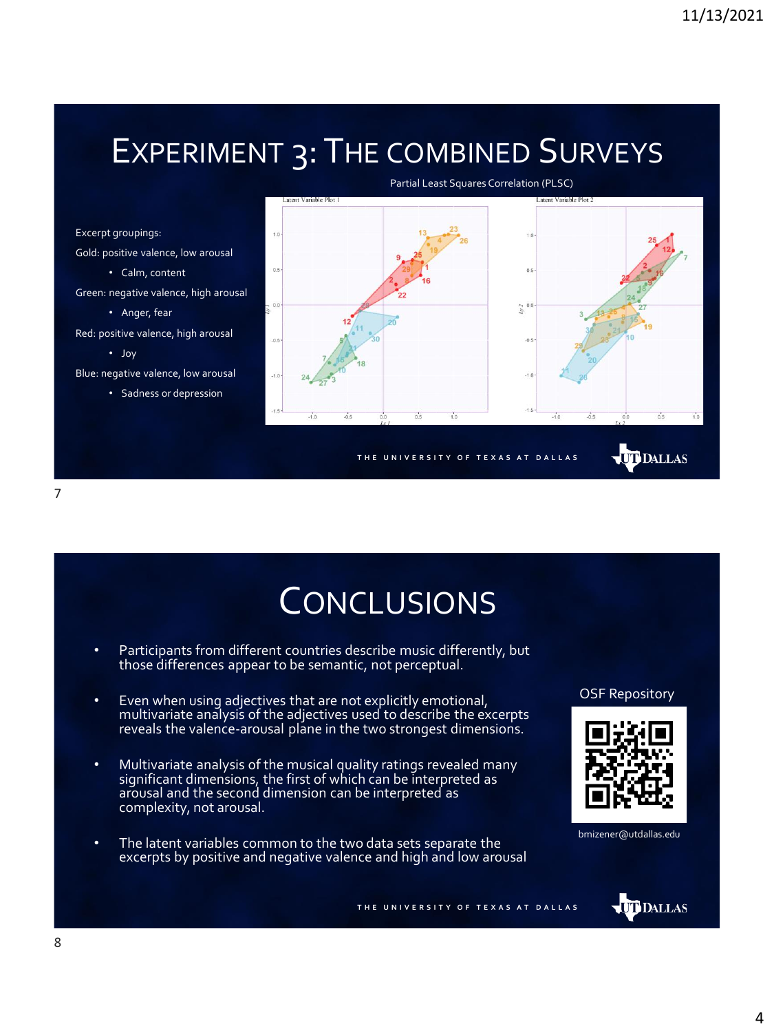# Experiment 3: The combined Surveys

Partial Least Squares Correlation (PLSC)

Excerpt groupings:

Gold: positive valence, low arousal

- Calm, content

Green: negative valence, high arousal

- Anger, fear

Red: positive valence, high arousal

- Joy

Blue: negative valence, low arousal

- Sadness or depression

Latent Variable Plot 1

Latent Variable Plot 2

# Conclusions

- Participants from different countries describe music differently, but those differences appear to be semantic, not perceptual.
- Even when using adjectives that are not explicitly emotional, multivariate analysis of the adjectives used to describe the excerpts reveals the valence-arousal plane in the two strongest dimensions.
- Multivariate analysis of the musical quality ratings revealed many significant dimensions, the first of which can be interpreted as arousal and the second dimension can be interpreted as complexity, not arousal.
- The latent variables common to the two data sets separate the excerpts by positive and negative valence and high and low arousal

OSF Repository

bmizener@utdallas.edu